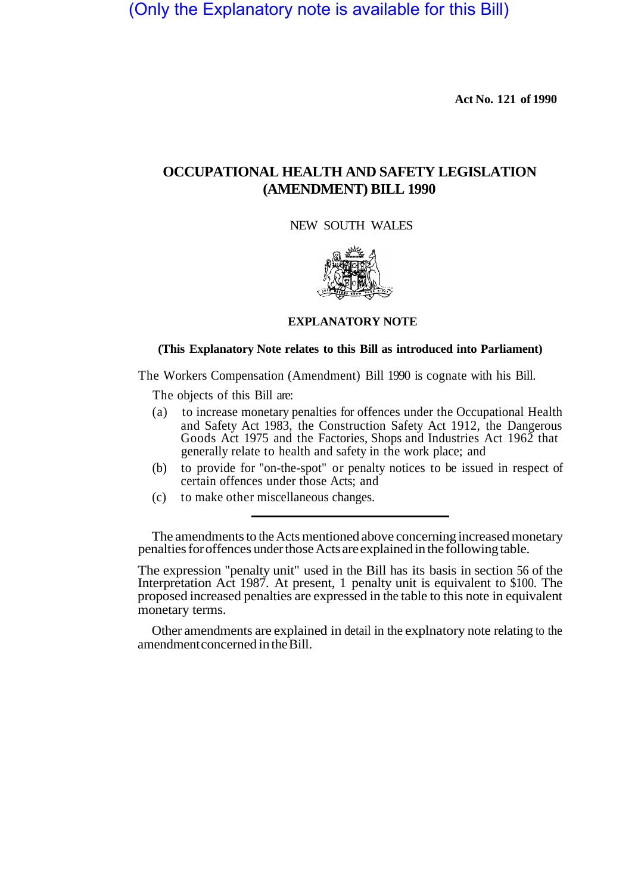(Only the Explanatory note is available for this Bill)

**Act No. 121 of 1990**

# OCCUPATIONAL HEALTH AND SAFETY LEGISLATION (AMENDMENT) BILL 1990

NEW SOUTH WALES

## EXPLANATORY NOTE

**(This Explanatory Note relates to this Bill as introduced into Parliament)**

The Workers Compensation (Amendment) Bill 1990 is cognate with his Bill.

The objects of this Bill are:

(a) to increase monetary penalties for offences under the Occupational Health and Safety Act 1983, the Construction Safety Act 1912, the Dangerous Goods Act 1975 and the Factories, Shops and Industries Act 1962 that generally relate to health and safety in the work place; and

(b) to provide for "on-the-spot" or penalty notices to be issued in respect of certain offences under those Acts; and

(c) to make other miscellaneous changes.

---

The amendments to the Acts mentioned above concerning increased monetary penalties for offences under those Acts are explained in the following table.

The expression "penalty unit" used in the Bill has its basis in section 56 of the Interpretation Act 1987. At present, 1 penalty unit is equivalent to $100. The proposed increased penalties are expressed in the table to this note in equivalent monetary terms.

Other amendments are explained in detail in the explnatory note relating to the amendment concerned in the Bill.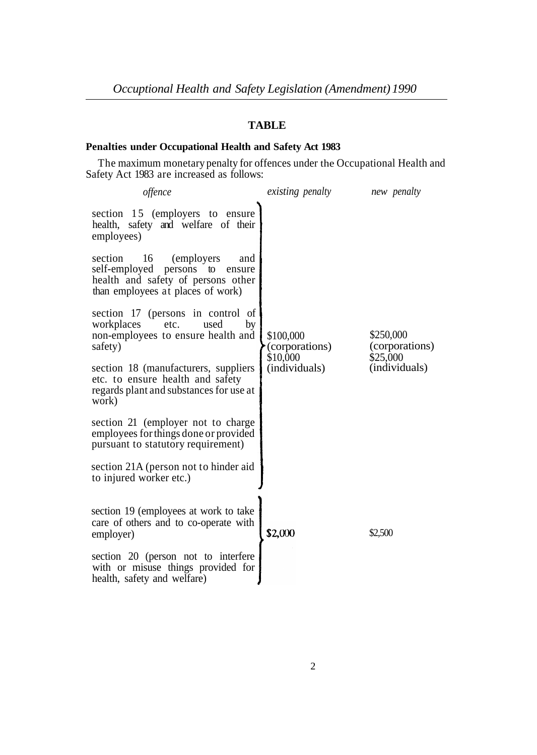## TABLE

**Penalties under Occupational Health and Safety Act 1983**

The maximum monetary penalty for offences under the Occuptional Health and Safety Act 1983 are increased as follows:

| *offence* | *existing penalty* | *new penalty* |
|---|---|---|
| section 15 (employers to ensure health, safety and welfare of their employees)<br><br>section 16 (employers and self-employed persons to ensure health and safety of persons other than employees at places of work)<br><br>section 17 (persons in control of workplaces etc. used by non-employees to ensure health and safety)<br><br>section 18 (manufacturers, suppliers etc. to ensure health and safety regards plant and substances for use at work)<br><br>section 21 (employer not to charge employees for things done or provided pursuant to statutory requirement)<br><br>section 21A (person not to hinder aid to injured worker etc.) | $100,000 (corporations)<br>$10,000 (individuals) | $250,000 (corporations)<br>$25,000 (individuals) |
| section 19 (employees at work to take care of others and to co-operate with employer)<br><br>section 20 (person not to interfere with or misuse things provided for health, safety and welfare) | $2,000 | $2,500 |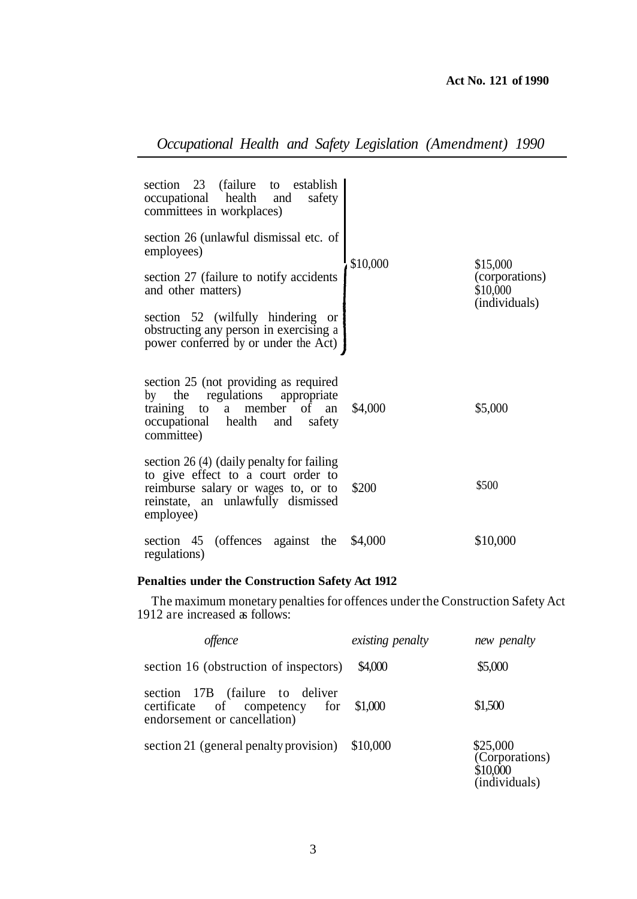| | | |
|---|---|---|
| section 23 (failure to establish occupational health and safety committees in workplaces) | | |
| section 26 (unlawful dismissal etc. of employees) | $10,000 | $15,000 (corporations) $10,000 (individuals) |
| section 27 (failure to notify accidents and other matters) | | |
| section 52 (wilfully hindering or obstructing any person in exercising a power conferred by or under the Act) | | |
| section 25 (not providing as required by the regulations appropriate training to a member of an occupational health and safety committee) | $4,000 | $5,000 |
| section 26 (4) (daily penalty for failing to give effect to a court order to reimburse salary or wages to, or to reinstate, an unlawfully dismissed employee) | $200 | $500 |
| section 45 (offences against the regulations) | $4,000 | $10,000 |

**Penalties under the Construction Safety Act 1912**

The maximum monetary penalties for offences under the Construction Safety Act 1912 are increased as follows:

| *offence* | *existing penalty* | *new penalty* |
|---|---|---|
| section 16 (obstruction of inspectors) | $4,000 | $5,000 |
| section 17B (failure to deliver certificate of competency for endorsement or cancellation) | $1,000 | $1,500 |
| section 21 (general penalty provision) | $10,000 | $25,000 (Corporations) $10,000 (individuals) |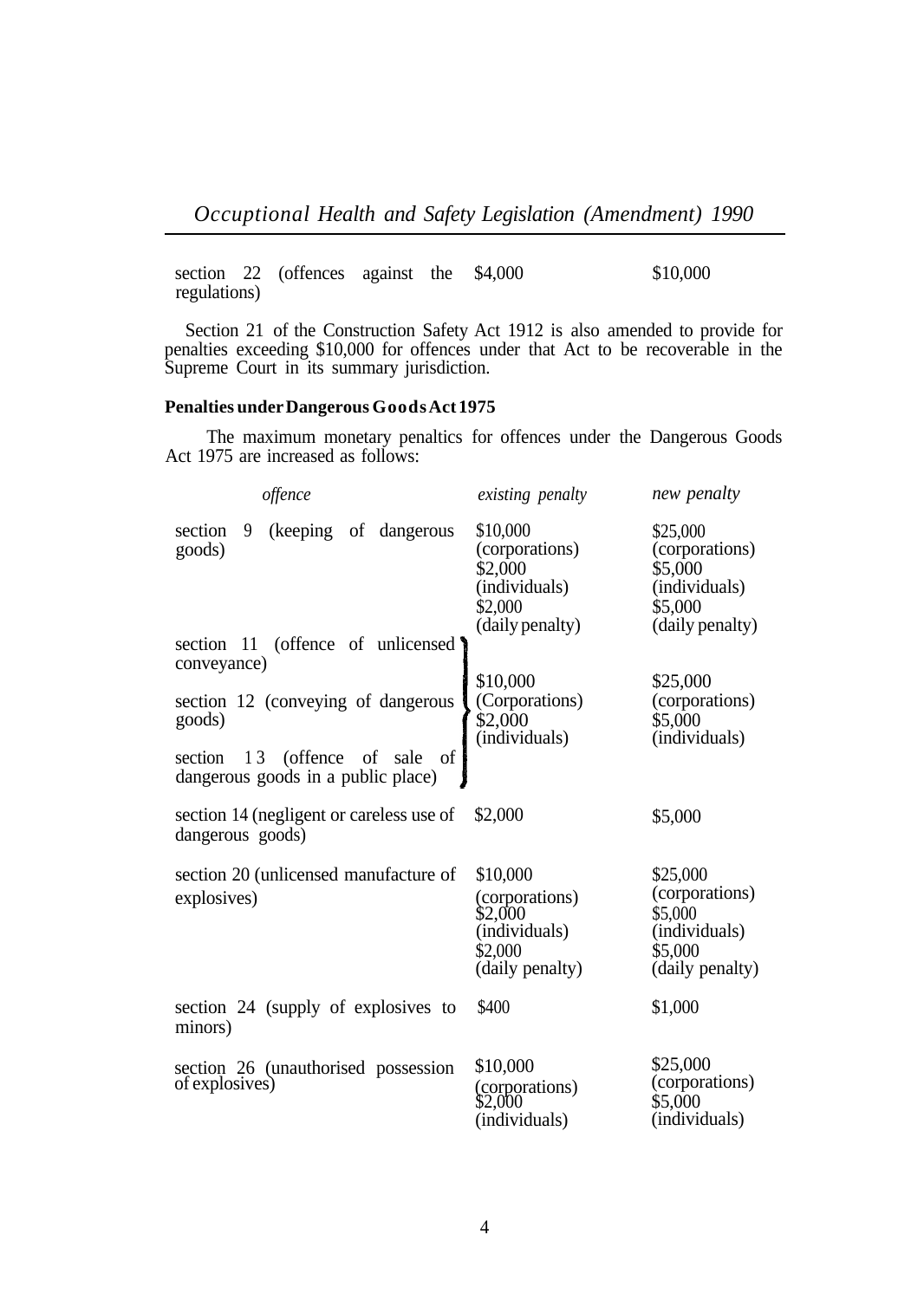| | | |
|---|---|---|
| section 22 (offences against the regulations) | $4,000 | $10,000 |

Section 21 of the Construction Safety Act 1912 is also amended to provide for penalties exceeding $10,000 for offences under that Act to be recoverable in the Supreme Court in its summary jurisdiction.

**Penalties under Dangerous Goods Act 1975**

The maximum monetary penaltics for offences under the Dangerous Goods Act 1975 are increased as follows:

| *offence* | *existing penalty* | *new penalty* |
|---|---|---|
| section 9 (keeping of dangerous goods) | $10,000 (corporations) $2,000 (individuals) $2,000 (daily penalty) | $25,000 (corporations) $5,000 (individuals) $5,000 (daily penalty) |
| section 11 (offence of unlicensed conveyance) section 12 (conveying of dangerous goods) section 13 (offence of sale of dangerous goods in a public place) | $10,000 (Corporations) $2,000 (individuals) | $25,000 (corporations) $5,000 (individuals) |
| section 14 (negligent or careless use of dangerous goods) | $2,000 | $5,000 |
| section 20 (unlicensed manufacture of explosives) | $10,000 (corporations) $2,000 (individuals) $2,000 (daily penalty) | $25,000 (corporations) $5,000 (individuals) $5,000 (daily penalty) |
| section 24 (supply of explosives to minors) | $400 | $1,000 |
| section 26 (unauthorised possession of explosives) | $10,000 (corporations) $2,000 (individuals) | $25,000 (corporations) $5,000 (individuals) |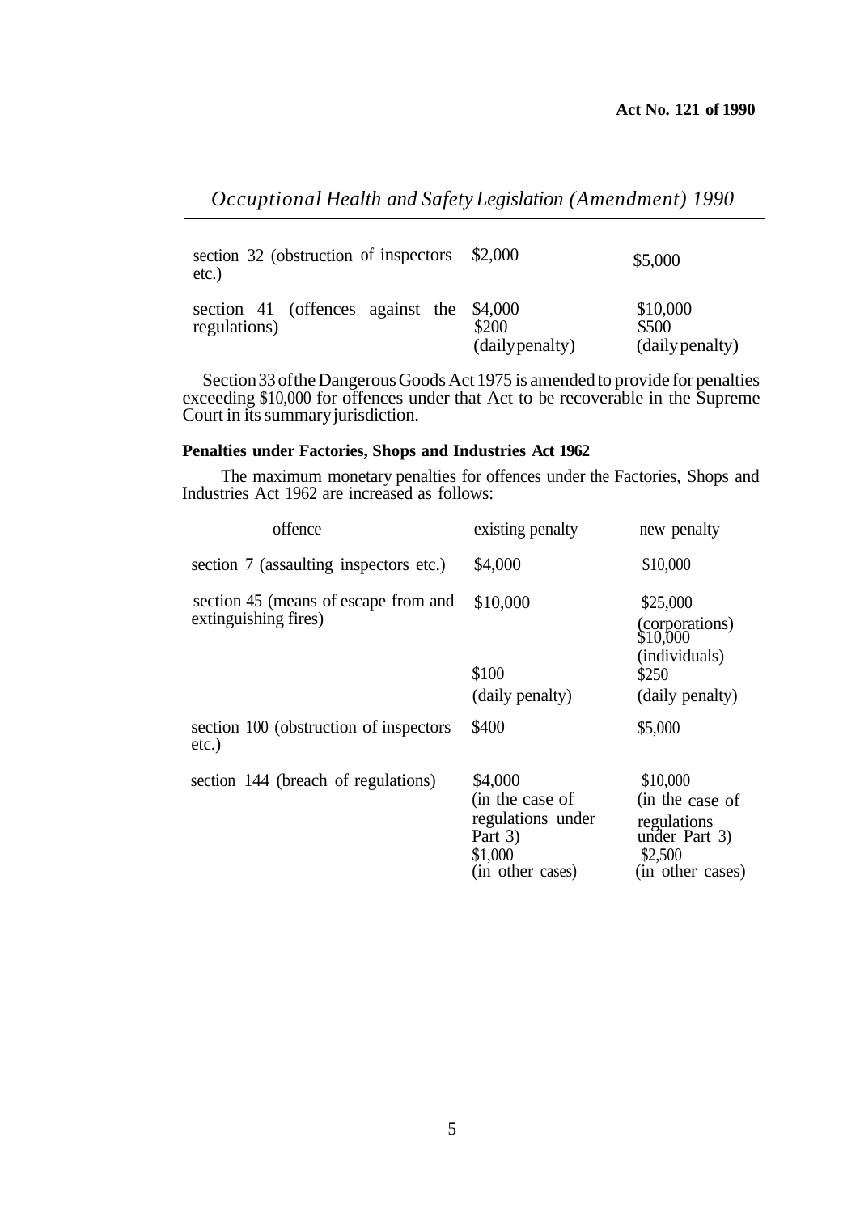| | | |
|---|---|---|
| section 32 (obstruction of inspectors etc.) | $2,000 | $5,000 |
| section 41 (offences against the regulations) | $4,000<br>$200<br>(daily penalty) | $10,000<br>$500<br>(daily penalty) |

Section 33 of the Dangerous Goods Act 1975 is amended to provide for penalties exceeding $10,000 for offences under that Act to be recoverable in the Supreme Court in its summary jurisdiction.

**Penalties under Factories, Shops and Industries Act 1962**

The maximum monetary penalties for offences under the Factories, Shops and Industries Act 1962 are increased as follows:

| offence | existing penalty | new penalty |
|---|---|---|
| section 7 (assaulting inspectors etc.) | $4,000 | $10,000 |
| section 45 (means of escape from and extinguishing fires) | $10,000<br><br>$100<br>(daily penalty) | $25,000<br>(corporations)<br>$10,000<br>(individuals)<br>$250<br>(daily penalty) |
| section 100 (obstruction of inspectors etc.) | $400 | $5,000 |
| section 144 (breach of regulations) | $4,000<br>(in the case of regulations under Part 3)<br>$1,000<br>(in other cases) | $10,000<br>(in the case of regulations under Part 3)<br>$2,500<br>(in other cases) |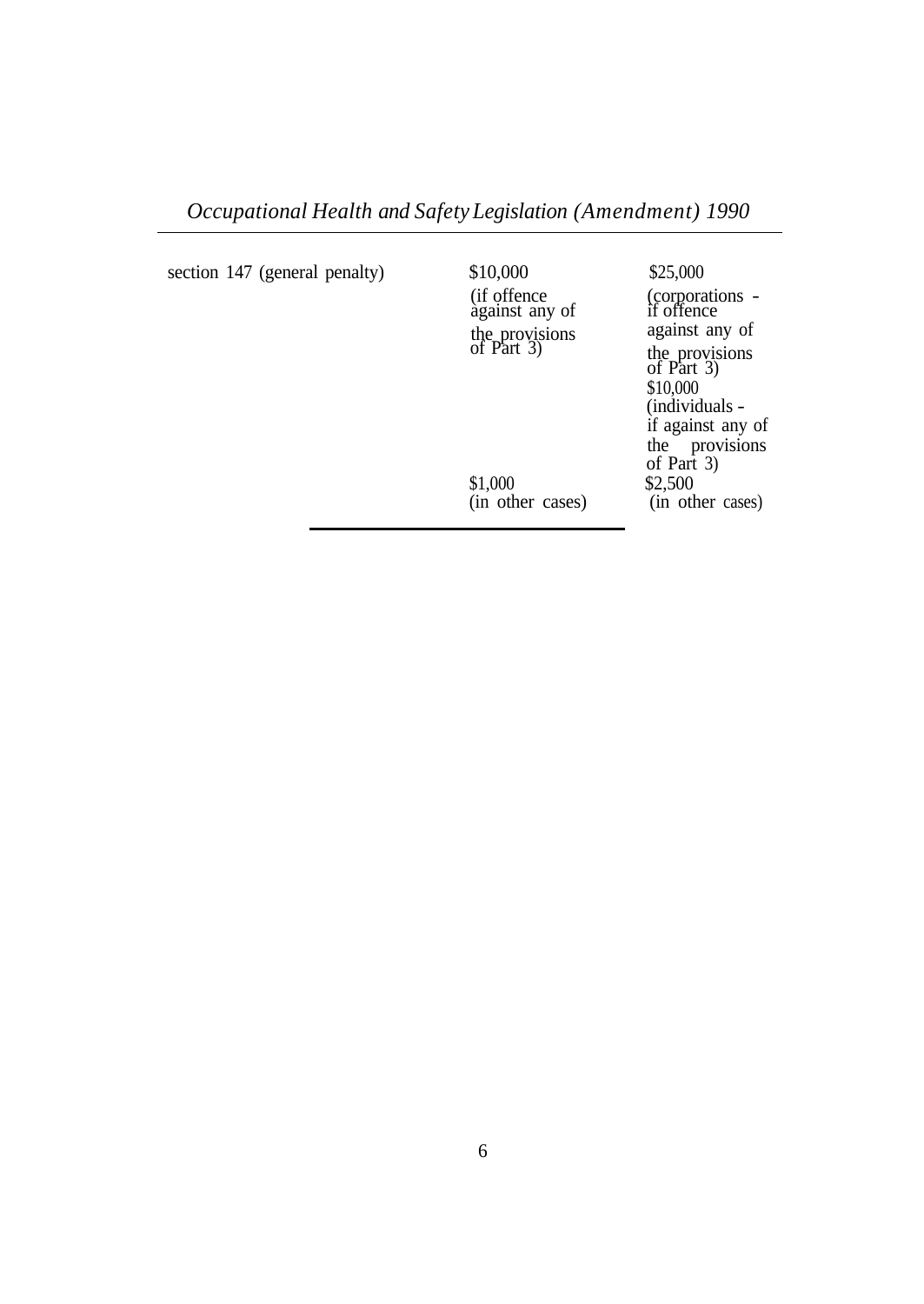| | | |
|---|---|---|
| section 147 (general penalty) | \$10,000 (if offence against any of the provisions of Part 3) | \$25,000 (corporations - if offence against any of the provisions of Part 3) \$10,000 (individuals - if against any of the provisions of Part 3) |
| | \$1,000 (in other cases) | \$2,500 (in other cases) |